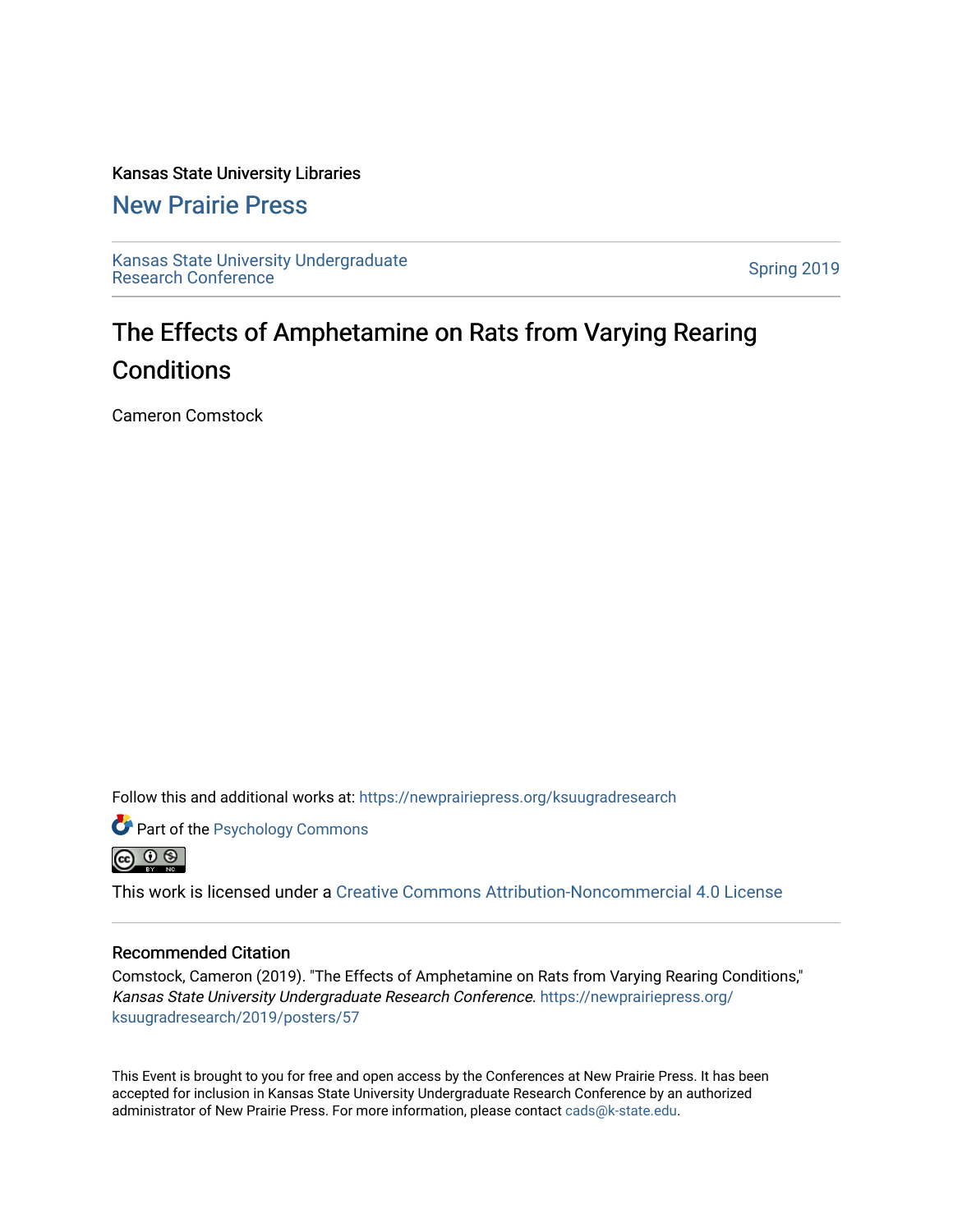Kansas State University Libraries

## New Prairie Press

Kansas State University Undergraduate Research Conference

Spring 2019

# The Effects of Amphetamine on Rats from Varying Rearing Conditions

Cameron Comstock

Follow this and additional works at: https://newprairiepress.org/ksuugradresearch

Part of the Psychology Commons

This work is licensed under a Creative Commons Attribution-Noncommercial 4.0 License

### Recommended Citation

Comstock, Cameron (2019). "The Effects of Amphetamine on Rats from Varying Rearing Conditions," *Kansas State University Undergraduate Research Conference*. https://newprairiepress.org/ksuugradresearch/2019/posters/57

This Event is brought to you for free and open access by the Conferences at New Prairie Press. It has been accepted for inclusion in Kansas State University Undergraduate Research Conference by an authorized administrator of New Prairie Press. For more information, please contact cads@k-state.edu.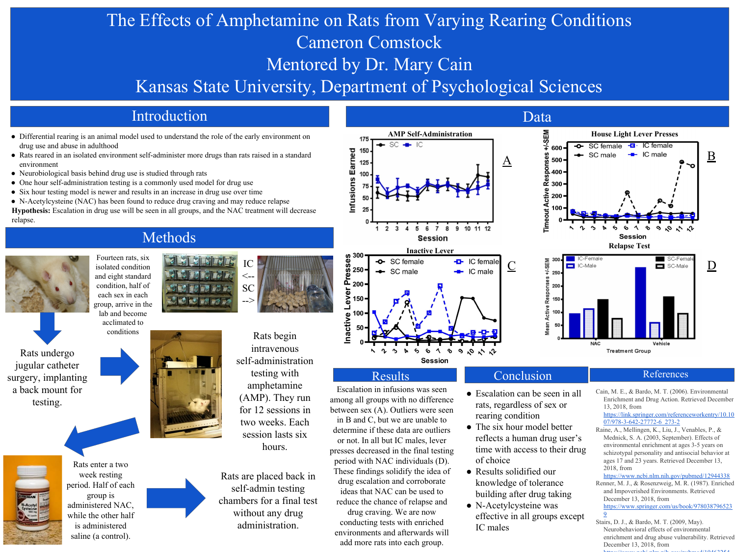# The Effects of Amphetamine on Rats from Varying Rearing Conditions

Cameron Comstock

Mentored by Dr. Mary Cain

Kansas State University, Department of Psychological Sciences

## Introduction

- Differential rearing is an animal model used to understand the role of the early environment on drug use and abuse in adulthood
- Rats reared in an isolated environment self-administer more drugs than rats raised in a standard environment
- Neurobiological basis behind drug use is studied through rats
- One hour self-administration testing is a commonly used model for drug use
- Six hour testing model is newer and results in an increase in drug use over time
- N-Acetylcysteine (NAC) has been found to reduce drug craving and may reduce relapse

**Hypothesis:** Escalation in drug use will be seen in all groups, and the NAC treatment will decrease relapse.

## Methods

Fourteen rats, six isolated condition and eight standard condition, half of each sex in each group, arrive in the lab and become acclimated to conditions

IC <-- SC -->

Rats undergo jugular catheter surgery, implanting a back mount for testing.

Rats begin intravenous self-administration testing with amphetamine (AMP). They run for 12 sessions in two weeks. Each session lasts six hours.

Rats enter a two week resting period. Half of each group is administered NAC, while the other half is administered saline (a control).

Rats are placed back in self-admin testing chambers for a final test without any drug administration.

## Data

**A** — AMP Self-Administration

Infusions Earned

Session

SC, IC

**B** — House Light Lever Presses

Timeout Active Responses +/-SEM

Session

SC female, SC male, IC female, IC male

**C** — Inactive Lever

Inactive Lever Presses

Session

SC female, SC male, IC female, IC male

**D** — Relapse Test

Mean Active Responses +/-SEM

Treatment Group

NAC, Vehicle

IC-Female, IC-Male, SC-Female, SC-Male

## Results

Escalation in infusions was seen among all groups with no difference between sex (A). Outliers were seen in B and C, but we are unable to determine if these data are outliers or not. In all but IC males, lever presses decreased in the final testing period with NAC individuals (D). These findings solidify the idea of drug escalation and corroborate ideas that NAC can be used to reduce the chance of relapse and drug craving. We are now conducting tests with enriched environments and afterwards will add more rats into each group.

## Conclusion

- Escalation can be seen in all rats, regardless of sex or rearing condition
- The six hour model better reflects a human drug user's time with access to their drug of choice
- Results solidified our knowledge of tolerance building after drug taking
- N-Acetylcysteine was effective in all groups except IC males

## References

Cain, M. E., & Bardo, M. T. (2006). Environmental Enrichment and Drug Action. Retrieved December 13, 2018, from https://link.springer.com/referenceworkentry/10.1007/978-3-642-27772-6_273-2

Raine, A., Mellingen, K., Liu, J., Venables, P., & Mednick, S. A. (2003, September). Effects of environmental enrichment at ages 3-5 years on schizotypal personality and antisocial behavior at ages 17 and 23 years. Retrieved December 13, 2018, from https://www.ncbi.nlm.nih.gov/pubmed/12944338

Renner, M. J., & Rosenzweig, M. R. (1987). Enriched and Impoverished Environments. Retrieved December 13, 2018, from https://www.springer.com/us/book/9780387965239

Stairs, D. J., & Bardo, M. T. (2009, May). Neurobehavioral effects of environmental enrichment and drug abuse vulnerability. Retrieved December 13, 2018, from